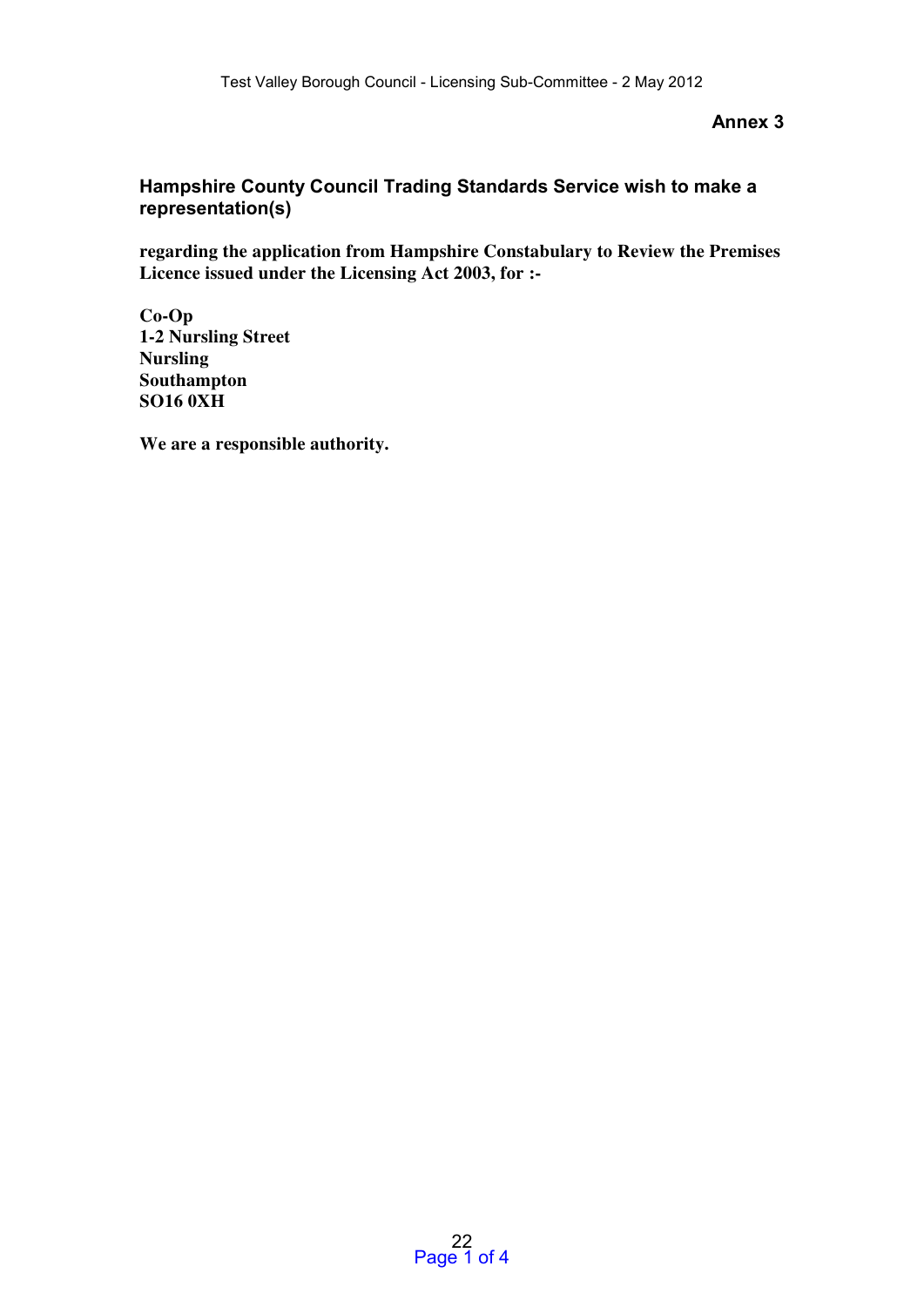**Annex 3**

## Hampshire County Council Trading Standards Service wish to make a representation(s)

**regarding the application from Hampshire Constabulary to Review the Premises Licence issued under the Licensing Act 2003, for :-**

**Co-Op**
**1-2 Nursling Street**
**Nursling**
**Southampton**
**SO16 0XH**

**We are a responsible authority.**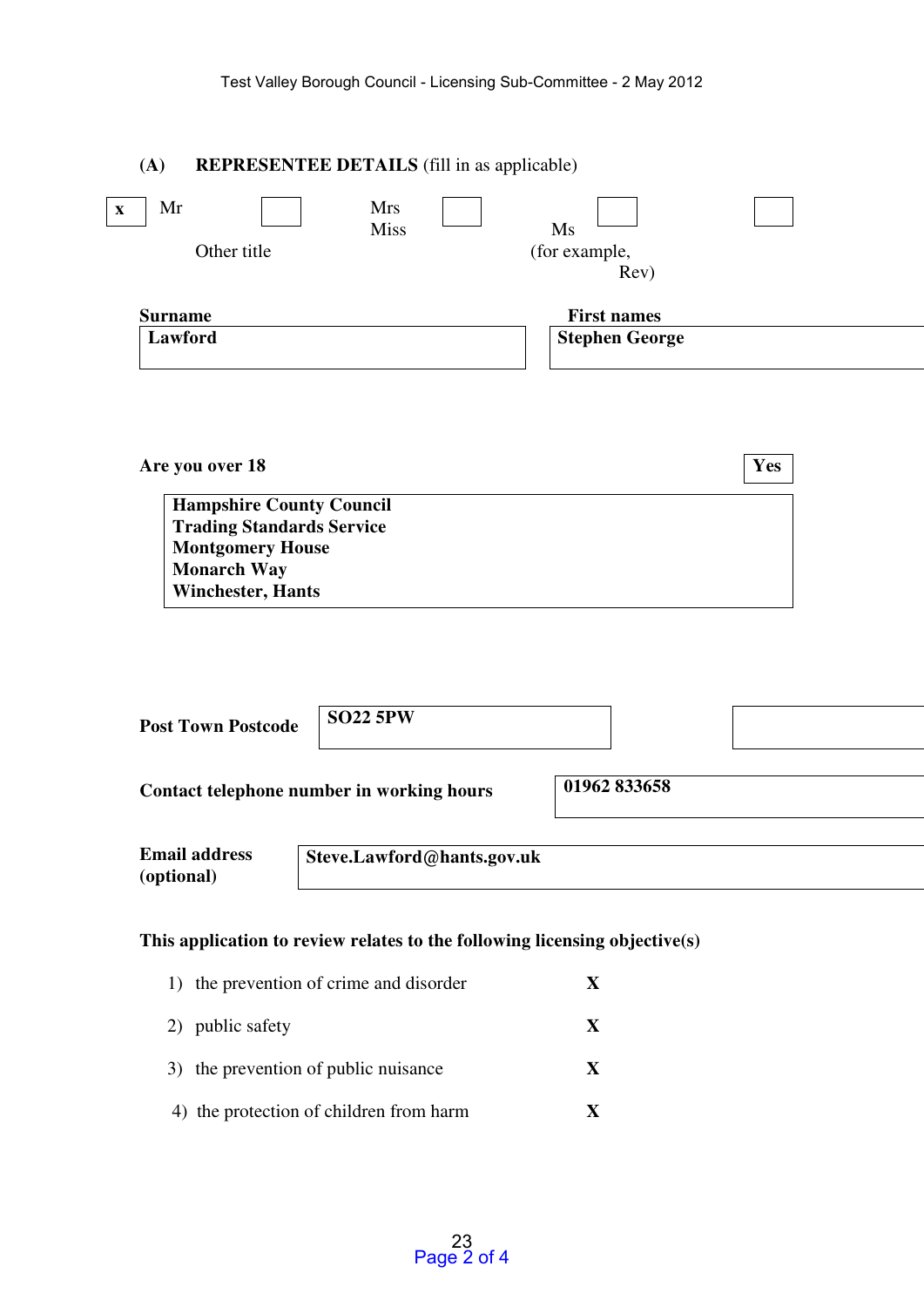## (A) REPRESENTEE DETAILS (fill in as applicable)

| x | Mr | | Mrs | | Ms | | |
|---|---|---|---|---|---|---|---|
| | Other title | | Miss | | (for example, Rev) | | |

| Surname | First names |
|---|---|
| Lawford | Stephen George |

**Are you over 18** — **Yes**

**Hampshire County Council**
**Trading Standards Service**
**Montgomery House**
**Monarch Way**
**Winchester, Hants**

| **Post Town Postcode** | **SO22 5PW** | |
|---|---|---|

| **Contact telephone number in working hours** | **01962 833658** |
|---|---|

| **Email address (optional)** | **Steve.Lawford@hants.gov.uk** |
|---|---|

**This application to review relates to the following licensing objective(s)**

1) the prevention of crime and disorder — **X**
2) public safety — **X**
3) the prevention of public nuisance — **X**
4) the protection of children from harm — **X**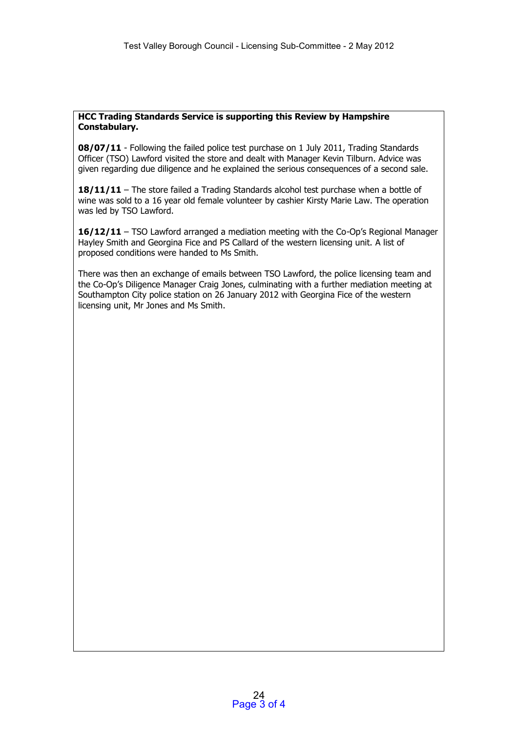**HCC Trading Standards Service is supporting this Review by Hampshire Constabulary.**

**08/07/11** - Following the failed police test purchase on 1 July 2011, Trading Standards Officer (TSO) Lawford visited the store and dealt with Manager Kevin Tilburn. Advice was given regarding due diligence and he explained the serious consequences of a second sale.

**18/11/11** – The store failed a Trading Standards alcohol test purchase when a bottle of wine was sold to a 16 year old female volunteer by cashier Kirsty Marie Law. The operation was led by TSO Lawford.

**16/12/11** – TSO Lawford arranged a mediation meeting with the Co-Op's Regional Manager Hayley Smith and Georgina Fice and PS Callard of the western licensing unit. A list of proposed conditions were handed to Ms Smith.

There was then an exchange of emails between TSO Lawford, the police licensing team and the Co-Op's Diligence Manager Craig Jones, culminating with a further mediation meeting at Southampton City police station on 26 January 2012 with Georgina Fice of the western licensing unit, Mr Jones and Ms Smith.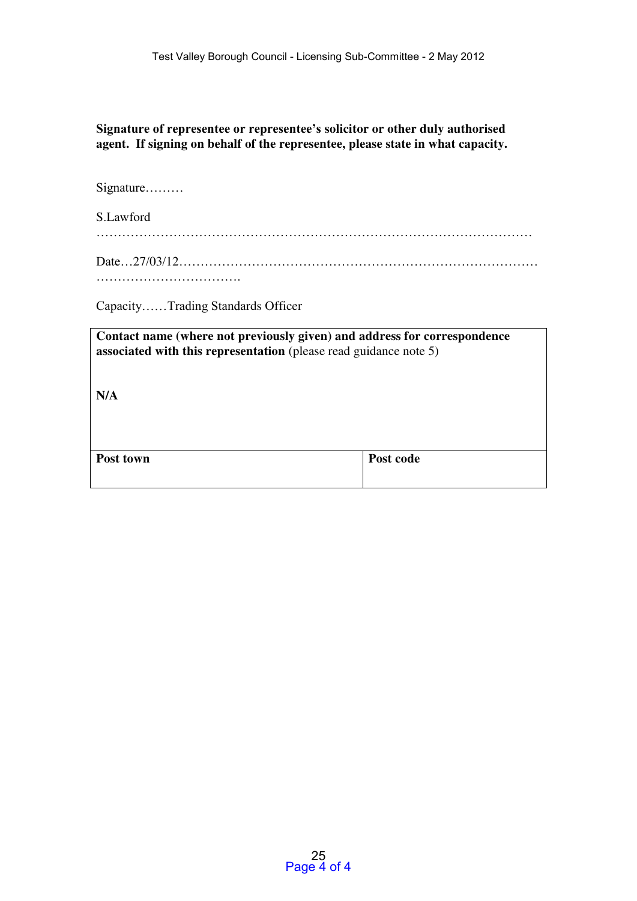**Signature of representee or representee's solicitor or other duly authorised agent. If signing on behalf of the representee, please state in what capacity.**

Signature………

S.Lawford
……………………………………………………………………………………………

Date…27/03/12…………………………………………………………………………
…………………………….

Capacity……Trading Standards Officer

| **Contact name (where not previously given) and address for correspondence associated with this representation** (please read guidance note 5)<br><br>**N/A** | |
|---|---|
| **Post town** | **Post code** |